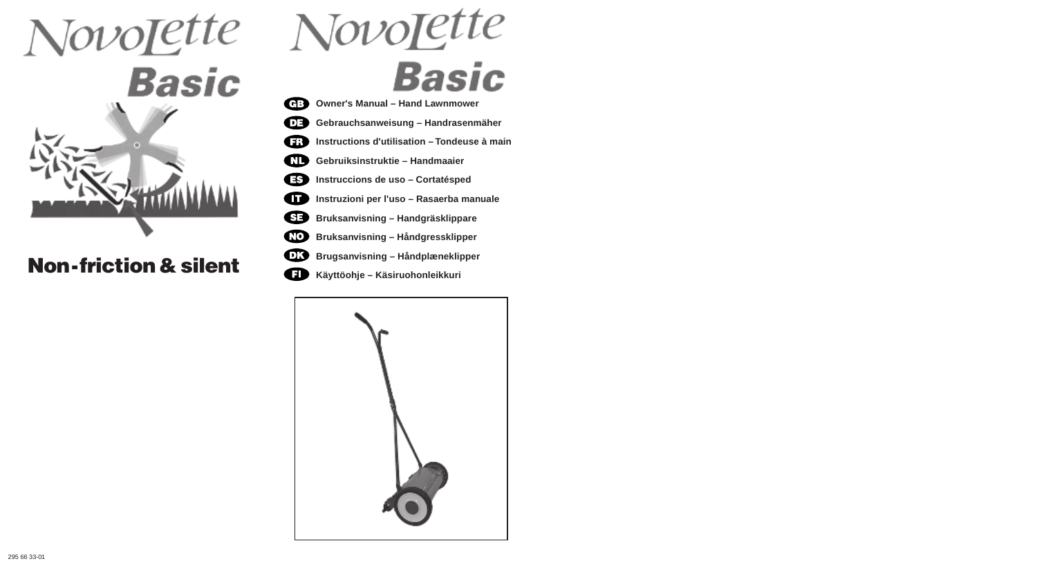# NovoLette Basic

**Non-friction & silent**

# NovoLette Basic

- **GB** Owner's Manual – Hand Lawnmower
- **DE** Gebrauchsanweisung – Handrasenmäher
- **FR** Instructions d'utilisation – Tondeuse à main
- **NL** Gebruiksinstruktie – Handmaaier
- **ES** Instruccions de uso – Cortatésped
- **IT** Instruzioni per l'uso – Rasaerba manuale
- **SE** Bruksanvisning – Handgräsklippare
- **NO** Bruksanvisning – Håndgressklipper
- **DK** Brugsanvisning – Håndplæneklipper
- **FI** Käyttöohje – Käsiruohonleikkuri

295 66 33-01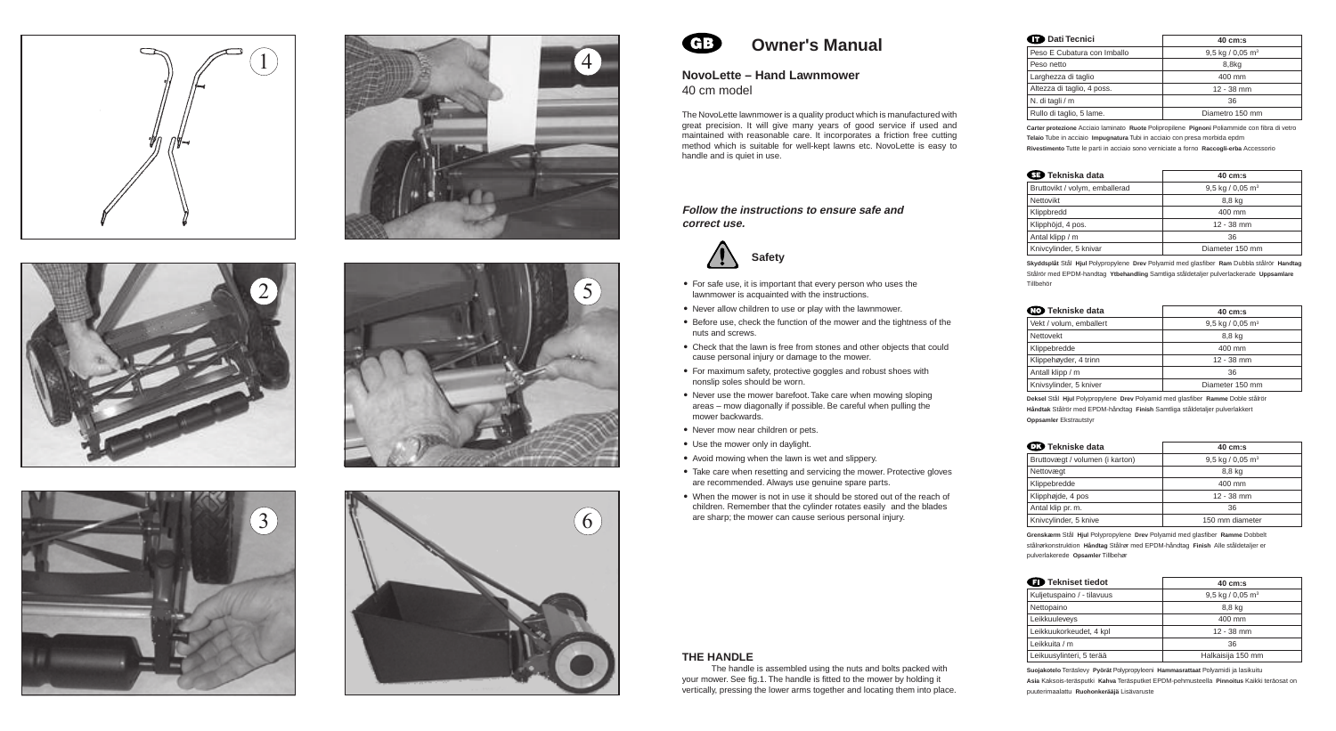# GB Owner's Manual

## NovoLette – Hand Lawnmower

40 cm model

The NovoLette lawnmower is a quality product which is manufactured with great precision. It will give many years of good service if used and maintained with reasonable care. It incorporates a friction free cutting method which is suitable for well-kept lawns etc. NovoLette is easy to handle and is quiet in use.

***Follow the instructions to ensure safe and correct use.***

### Safety

- For safe use, it is important that every person who uses the lawnmower is acquainted with the instructions.
- Never allow children to use or play with the lawnmower.
- Before use, check the function of the mower and the tightness of the nuts and screws.
- Check that the lawn is free from stones and other objects that could cause personal injury or damage to the mower.
- For maximum safety, protective goggles and robust shoes with nonslip soles should be worn.
- Never use the mower barefoot. Take care when mowing sloping areas – mow diagonally if possible. Be careful when pulling the mower backwards.
- Never mow near children or pets.
- Use the mower only in daylight.
- Avoid mowing when the lawn is wet and slippery.
- Take care when resetting and servicing the mower. Protective gloves are recommended. Always use genuine spare parts.
- When the mower is not in use it should be stored out of the reach of children. Remember that the cylinder rotates easily and the blades are sharp; the mower can cause serious personal injury.

### THE HANDLE

The handle is assembled using the nuts and bolts packed with your mower. See fig.1. The handle is fitted to the mower by holding it vertically, pressing the lower arms together and locating them into place.

| IT Dati Tecnici | 40 cm:s |
|---|---|
| Peso E Cubatura con Imballo | 9,5 kg / 0,05 m³ |
| Peso netto | 8,8kg |
| Larghezza di taglio | 400 mm |
| Altezza di taglio, 4 poss. | 12 - 38 mm |
| N. di tagli / m | 36 |
| Rullo di taglio, 5 lame. | Diametro 150 mm |

**Carter protezione** Acciaio laminato **Ruote** Polipropilene **Pignoni** Poliammide con fibra di vetro **Telaio** Tube in acciaio **Impugnatura** Tubi in acciaio con presa morbida epdm **Rivestimento** Tutte le parti in acciaio sono verniciate a forno **Raccogli-erba** Accessorio

| SE Tekniska data | 40 cm:s |
|---|---|
| Bruttovikt / volym, emballerad | 9,5 kg / 0,05 m³ |
| Nettovikt | 8,8 kg |
| Klippbredd | 400 mm |
| Klipphöjd, 4 pos. | 12 - 38 mm |
| Antal klipp / m | 36 |
| Knivcylinder, 5 knivar | Diameter 150 mm |

**Skyddsplåt** Stål **Hjul** Polypropylene **Drev** Polyamid med glasfiber **Ram** Dubbla stålrör **Handtag** Stålrör med EPDM-handtag **Ytbehandling** Samtliga ståldetaljer pulverlackerade **Uppsamlare** Tillbehör

| NO Tekniske data | 40 cm:s |
|---|---|
| Vekt / volum, emballert | 9,5 kg / 0,05 m³ |
| Nettovekt | 8,8 kg |
| Klippebredde | 400 mm |
| Klippehøyder, 4 trinn | 12 - 38 mm |
| Antall klipp / m | 36 |
| Knivsylinder, 5 kniver | Diameter 150 mm |

**Deksel** Stål **Hjul** Polypropylene **Drev** Polyamid med glasfiber **Ramme** Doble stålrör **Håndtak** Stålrör med EPDM-håndtag **Finish** Samtliga ståldetaljer pulverlakkert **Oppsamler** Ekstrautstyr

| DK Tekniske data | 40 cm:s |
|---|---|
| Bruttovægt / volumen (i karton) | 9,5 kg / 0,05 m³ |
| Nettovægt | 8,8 kg |
| Klippebredde | 400 mm |
| Klipphøjde, 4 pos | 12 - 38 mm |
| Antal klip pr. m. | 36 |
| Knivcylinder, 5 knive | 150 mm diameter |

**Grenskærm** Stål **Hjul** Polypropylene **Drev** Polyamid med glasfiber **Ramme** Dobbelt stålrørkonstruktion **Håndtag** Stålrør med EPDM-håndtag **Finish** Alle ståldetaljer er pulverlakerede **Opsamler** Tillbehør

| FI Tekniset tiedot | 40 cm:s |
|---|---|
| Kuljetuspaino / - tilavuus | 9,5 kg / 0,05 m³ |
| Nettopaino | 8,8 kg |
| Leikkuuleveys | 400 mm |
| Leikkuukorkeudet, 4 kpl | 12 - 38 mm |
| Leikkuita / m | 36 |
| Leikkuusylinteri, 5 terää | Halkaisija 150 mm |

**Suojakotelo** Teräslevy **Pyörät** Polypropyleeni **Hammasrattaat** Polyamidi ja lasikuitu **Asia** Kaksois-teräsputki **Kahva** Teräsputket EPDM-pehmusteella **Pinnoitus** Kaikki teräosat on puuterimaalattu **Ruohonkerääjä** Lisävaruste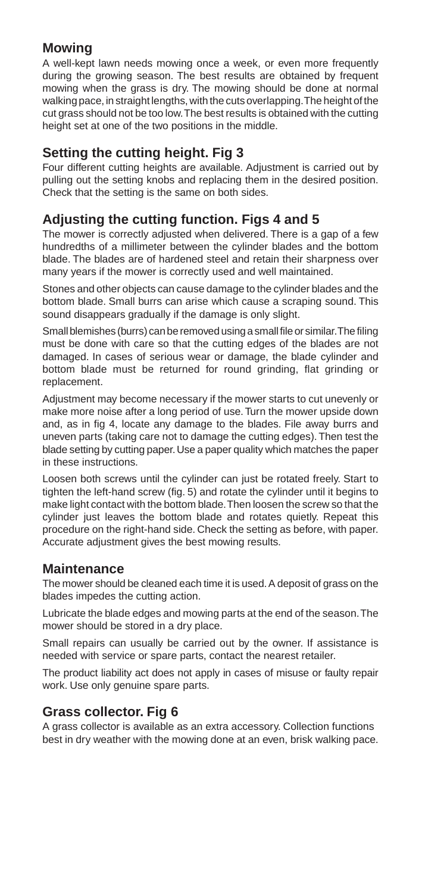## Mowing

A well-kept lawn needs mowing once a week, or even more frequently during the growing season. The best results are obtained by frequent mowing when the grass is dry. The mowing should be done at normal walking pace, in straight lengths, with the cuts overlapping. The height of the cut grass should not be too low. The best results is obtained with the cutting height set at one of the two positions in the middle.

## Setting the cutting height. Fig 3

Four different cutting heights are available. Adjustment is carried out by pulling out the setting knobs and replacing them in the desired position. Check that the setting is the same on both sides.

## Adjusting the cutting function. Figs 4 and 5

The mower is correctly adjusted when delivered. There is a gap of a few hundredths of a millimeter between the cylinder blades and the bottom blade. The blades are of hardened steel and retain their sharpness over many years if the mower is correctly used and well maintained.

Stones and other objects can cause damage to the cylinder blades and the bottom blade. Small burrs can arise which cause a scraping sound. This sound disappears gradually if the damage is only slight.

Small blemishes (burrs) can be removed using a small file or similar. The filing must be done with care so that the cutting edges of the blades are not damaged. In cases of serious wear or damage, the blade cylinder and bottom blade must be returned for round grinding, flat grinding or replacement.

Adjustment may become necessary if the mower starts to cut unevenly or make more noise after a long period of use. Turn the mower upside down and, as in fig 4, locate any damage to the blades. File away burrs and uneven parts (taking care not to damage the cutting edges). Then test the blade setting by cutting paper. Use a paper quality which matches the paper in these instructions.

Loosen both screws until the cylinder can just be rotated freely. Start to tighten the left-hand screw (fig. 5) and rotate the cylinder until it begins to make light contact with the bottom blade. Then loosen the screw so that the cylinder just leaves the bottom blade and rotates quietly. Repeat this procedure on the right-hand side. Check the setting as before, with paper. Accurate adjustment gives the best mowing results.

## Maintenance

The mower should be cleaned each time it is used. A deposit of grass on the blades impedes the cutting action.

Lubricate the blade edges and mowing parts at the end of the season. The mower should be stored in a dry place.

Small repairs can usually be carried out by the owner. If assistance is needed with service or spare parts, contact the nearest retailer.

The product liability act does not apply in cases of misuse or faulty repair work. Use only genuine spare parts.

## Grass collector. Fig 6

A grass collector is available as an extra accessory. Collection functions best in dry weather with the mowing done at an even, brisk walking pace.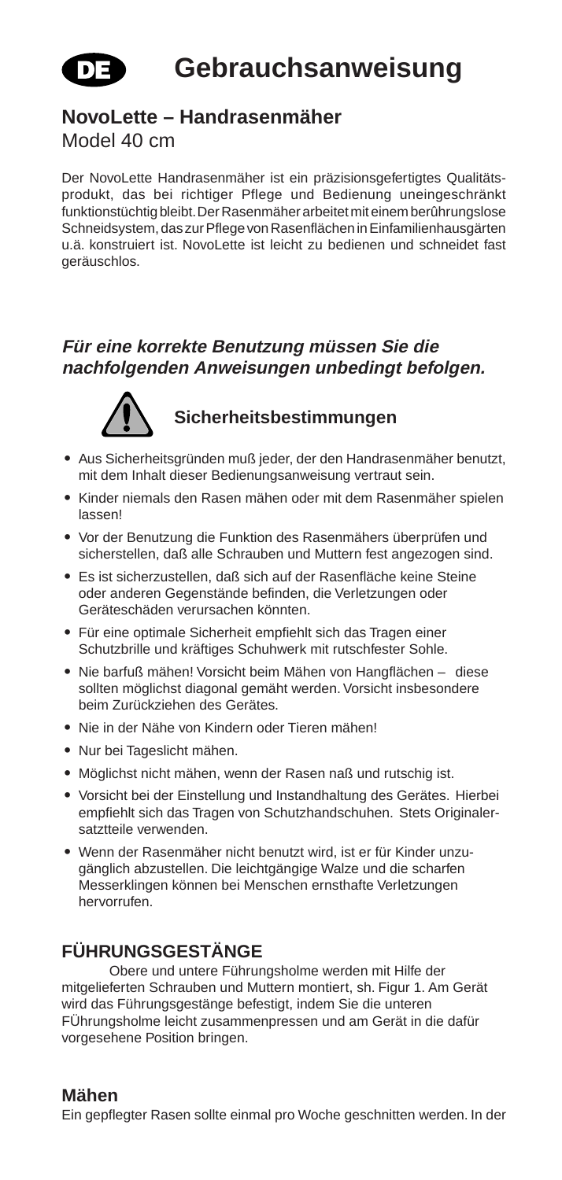# Gebrauchsanweisung

## NovoLette – Handrasenmäher

Model 40 cm

Der NovoLette Handrasenmäher ist ein präzisionsgefertigtes Qualitätsprodukt, das bei richtiger Pflege und Bedienung uneingeschränkt funktionstüchtig bleibt. Der Rasenmäher arbeitet mit einem berûhrungslose Schneidsystem, das zur Pflege von Rasenflächen in Einfamilienhausgärten u.ä. konstruiert ist. NovoLette ist leicht zu bedienen und schneidet fast geräuschlos.

***Für eine korrekte Benutzung müssen Sie die nachfolgenden Anweisungen unbedingt befolgen.***

### Sicherheitsbestimmungen

- Aus Sicherheitsgründen muß jeder, der den Handrasenmäher benutzt, mit dem Inhalt dieser Bedienungsanweisung vertraut sein.
- Kinder niemals den Rasen mähen oder mit dem Rasenmäher spielen lassen!
- Vor der Benutzung die Funktion des Rasenmähers überprüfen und sicherstellen, daß alle Schrauben und Muttern fest angezogen sind.
- Es ist sicherzustellen, daß sich auf der Rasenfläche keine Steine oder anderen Gegenstände befinden, die Verletzungen oder Geräteschäden verursachen könnten.
- Für eine optimale Sicherheit empfiehlt sich das Tragen einer Schutzbrille und kräftiges Schuhwerk mit rutschfester Sohle.
- Nie barfuß mähen! Vorsicht beim Mähen von Hangflächen – diese sollten möglichst diagonal gemäht werden. Vorsicht insbesondere beim Zurückziehen des Gerätes.
- Nie in der Nähe von Kindern oder Tieren mähen!
- Nur bei Tageslicht mähen.
- Möglichst nicht mähen, wenn der Rasen naß und rutschig ist.
- Vorsicht bei der Einstellung und Instandhaltung des Gerätes. Hierbei empfiehlt sich das Tragen von Schutzhandschuhen. Stets Originalersatzteile verwenden.
- Wenn der Rasenmäher nicht benutzt wird, ist er für Kinder unzugänglich abzustellen. Die leichtgängige Walze und die scharfen Messerklingen können bei Menschen ernsthafte Verletzungen hervorrufen.

## FÜHRUNGSGESTÄNGE

Obere und untere Führungsholme werden mit Hilfe der mitgelieferten Schrauben und Muttern montiert, sh. Figur 1. Am Gerät wird das Führungsgestänge befestigt, indem Sie die unteren FÜhrungsholme leicht zusammenpressen und am Gerät in die dafür vorgesehene Position bringen.

## Mähen

Ein gepflegter Rasen sollte einmal pro Woche geschnitten werden. In der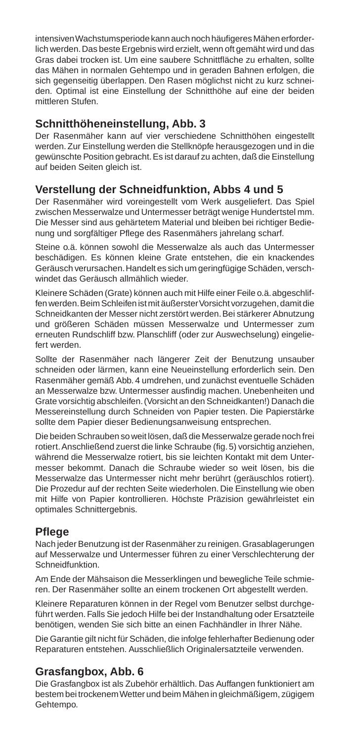intensiven Wachstumsperiode kann auch noch häufigeres Mähen erforderlich werden. Das beste Ergebnis wird erzielt, wenn oft gemäht wird und das Gras dabei trocken ist. Um eine saubere Schnittfläche zu erhalten, sollte das Mähen in normalen Gehtempo und in geraden Bahnen erfolgen, die sich gegenseitig überlappen. Den Rasen möglichst nicht zu kurz schneiden. Optimal ist eine Einstellung der Schnitthöhe auf eine der beiden mittleren Stufen.

## Schnitthöheneinstellung, Abb. 3

Der Rasenmäher kann auf vier verschiedene Schnitthöhen eingestellt werden. Zur Einstellung werden die Stellknöpfe herausgezogen und in die gewünschte Position gebracht. Es ist darauf zu achten, daß die Einstellung auf beiden Seiten gleich ist.

## Verstellung der Schneidfunktion, Abbs 4 und 5

Der Rasenmäher wird voreingestellt vom Werk ausgeliefert. Das Spiel zwischen Messerwalze und Untermesser beträgt wenige Hundertstel mm. Die Messer sind aus gehärtetem Material und bleiben bei richtiger Bedienung und sorgfältiger Pflege des Rasenmähers jahrelang scharf.

Steine o.ä. können sowohl die Messerwalze als auch das Untermesser beschädigen. Es können kleine Grate entstehen, die ein knackendes Geräusch verursachen. Handelt es sich um geringfügige Schäden, verschwindet das Geräusch allmählich wieder.

Kleinere Schäden (Grate) können auch mit Hilfe einer Feile o.ä. abgeschliffen werden. Beim Schleifen ist mit äußerster Vorsicht vorzugehen, damit die Schneidkanten der Messer nicht zerstört werden. Bei stärkerer Abnutzung und größeren Schäden müssen Messerwalze und Untermesser zum erneuten Rundschliff bzw. Planschliff (oder zur Auswechselung) eingeliefert werden.

Sollte der Rasenmäher nach längerer Zeit der Benutzung unsauber schneiden oder lärmen, kann eine Neueinstellung erforderlich sein. Den Rasenmäher gemäß Abb. 4 umdrehen, und zunächst eventuelle Schäden an Messerwalze bzw. Untermesser ausfindig machen. Unebenheiten und Grate vorsichtig abschleifen. (Vorsicht an den Schneidkanten!) Danach die Messereinstellung durch Schneiden von Papier testen. Die Papierstärke sollte dem Papier dieser Bedienungsanweisung entsprechen.

Die beiden Schrauben so weit lösen, daß die Messerwalze gerade noch frei rotiert. Anschließend zuerst die linke Schraube (fig. 5) vorsichtig anziehen, während die Messerwalze rotiert, bis sie leichten Kontakt mit dem Untermesser bekommt. Danach die Schraube wieder so weit lösen, bis die Messerwalze das Untermesser nicht mehr berührt (geräuschlos rotiert). Die Prozedur auf der rechten Seite wiederholen. Die Einstellung wie oben mit Hilfe von Papier kontrollieren. Höchste Präzision gewährleistet ein optimales Schnittergebnis.

## Pflege

Nach jeder Benutzung ist der Rasenmäher zu reinigen. Grasablagerungen auf Messerwalze und Untermesser führen zu einer Verschlechterung der Schneidfunktion.

Am Ende der Mähsaison die Messerklingen und bewegliche Teile schmieren. Der Rasenmäher sollte an einem trockenen Ort abgestellt werden.

Kleinere Reparaturen können in der Regel vom Benutzer selbst durchgeführt werden. Falls Sie jedoch Hilfe bei der Instandhaltung oder Ersatzteile benötigen, wenden Sie sich bitte an einen Fachhändler in Ihrer Nähe.

Die Garantie gilt nicht für Schäden, die infolge fehlerhafter Bedienung oder Reparaturen entstehen. Ausschließlich Originalersatzteile verwenden.

## Grasfangbox, Abb. 6

Die Grasfangbox ist als Zubehör erhältlich. Das Auffangen funktioniert am bestem bei trockenem Wetter und beim Mähen in gleichmäßigem, zügigem Gehtempo.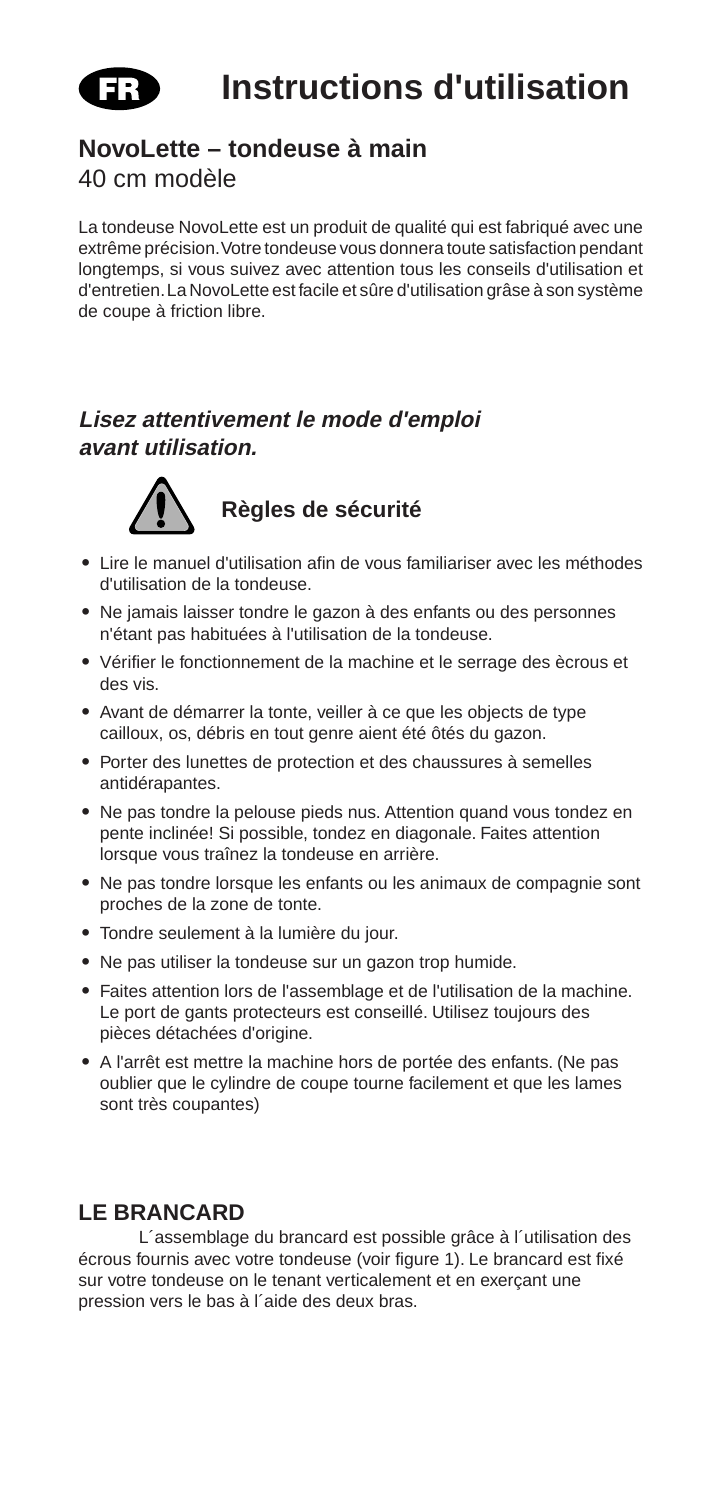# FR Instructions d'utilisation

## NovoLette – tondeuse à main

40 cm modèle

La tondeuse NovoLette est un produit de qualité qui est fabriqué avec une extrême précision. Votre tondeuse vous donnera toute satisfaction pendant longtemps, si vous suivez avec attention tous les conseils d'utilisation et d'entretien. La NovoLette est facile et sûre d'utilisation grâse à son système de coupe à friction libre.

***Lisez attentivement le mode d'emploi avant utilisation.***

### Règles de sécurité

- Lire le manuel d'utilisation afin de vous familiariser avec les méthodes d'utilisation de la tondeuse.
- Ne jamais laisser tondre le gazon à des enfants ou des personnes n'étant pas habituées à l'utilisation de la tondeuse.
- Vérifier le fonctionnement de la machine et le serrage des ècrous et des vis.
- Avant de démarrer la tonte, veiller à ce que les objects de type cailloux, os, débris en tout genre aient été ôtés du gazon.
- Porter des lunettes de protection et des chaussures à semelles antidérapantes.
- Ne pas tondre la pelouse pieds nus. Attention quand vous tondez en pente inclinée! Si possible, tondez en diagonale. Faites attention lorsque vous traînez la tondeuse en arrière.
- Ne pas tondre lorsque les enfants ou les animaux de compagnie sont proches de la zone de tonte.
- Tondre seulement à la lumière du jour.
- Ne pas utiliser la tondeuse sur un gazon trop humide.
- Faites attention lors de l'assemblage et de l'utilisation de la machine. Le port de gants protecteurs est conseillé. Utilisez toujours des pièces détachées d'origine.
- A l'arrêt est mettre la machine hors de portée des enfants. (Ne pas oublier que le cylindre de coupe tourne facilement et que les lames sont très coupantes)

### LE BRANCARD

L´assemblage du brancard est possible grâce à l´utilisation des écrous fournis avec votre tondeuse (voir figure 1). Le brancard est fixé sur votre tondeuse on le tenant verticalement et en exerçant une pression vers le bas à l´aide des deux bras.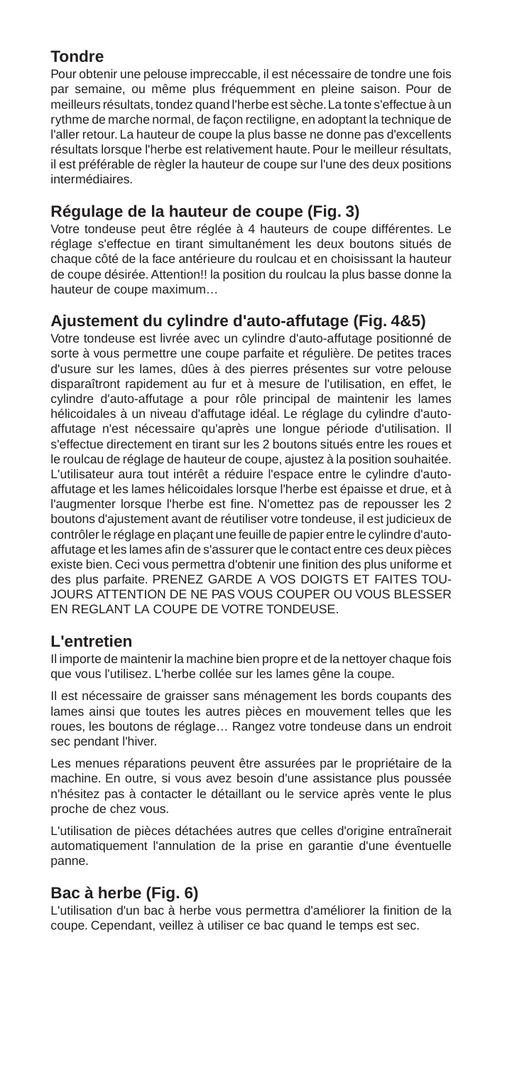## Tondre

Pour obtenir une pelouse impreccable, il est nécessaire de tondre une fois par semaine, ou même plus fréquemment en pleine saison. Pour de meilleurs résultats, tondez quand l'herbe est sèche. La tonte s'effectue à un rythme de marche normal, de façon rectiligne, en adoptant la technique de l'aller retour. La hauteur de coupe la plus basse ne donne pas d'excellents résultats lorsque l'herbe est relativement haute. Pour le meilleur résultats, il est préférable de règler la hauteur de coupe sur l'une des deux positions intermédiaires.

## Régulage de la hauteur de coupe (Fig. 3)

Votre tondeuse peut être réglée à 4 hauteurs de coupe différentes. Le réglage s'effectue en tirant simultanément les deux boutons situés de chaque côté de la face antérieure du roulcau et en choisissant la hauteur de coupe désirée. Attention!! la position du roulcau la plus basse donne la hauteur de coupe maximum…

## Ajustement du cylindre d'auto-affutage (Fig. 4&5)

Votre tondeuse est livrée avec un cylindre d'auto-affutage positionné de sorte à vous permettre une coupe parfaite et régulière. De petites traces d'usure sur les lames, dûes à des pierres présentes sur votre pelouse disparaîtront rapidement au fur et à mesure de l'utilisation, en effet, le cylindre d'auto-affutage a pour rôle principal de maintenir les lames hélicoidales à un niveau d'affutage idéal. Le réglage du cylindre d'auto-affutage n'est nécessaire qu'après une longue période d'utilisation. Il s'effectue directement en tirant sur les 2 boutons situés entre les roues et le roulcau de réglage de hauteur de coupe, ajustez à la position souhaitée. L'utilisateur aura tout intérêt a réduire l'espace entre le cylindre d'auto-affutage et les lames hélicoidales lorsque l'herbe est épaisse et drue, et à l'augmenter lorsque l'herbe est fine. N'omettez pas de repousser les 2 boutons d'ajustement avant de réutiliser votre tondeuse, il est judicieux de contrôler le réglage en plaçant une feuille de papier entre le cylindre d'auto-affutage et les lames afin de s'assurer que le contact entre ces deux pièces existe bien. Ceci vous permettra d'obtenir une finition des plus uniforme et des plus parfaite. PRENEZ GARDE A VOS DOIGTS ET FAITES TOUJOURS ATTENTION DE NE PAS VOUS COUPER OU VOUS BLESSER EN REGLANT LA COUPE DE VOTRE TONDEUSE.

## L'entretien

Il importe de maintenir la machine bien propre et de la nettoyer chaque fois que vous l'utilisez. L'herbe collée sur les lames gêne la coupe.

Il est nécessaire de graisser sans ménagement les bords coupants des lames ainsi que toutes les autres pièces en mouvement telles que les roues, les boutons de réglage… Rangez votre tondeuse dans un endroit sec pendant l'hiver.

Les menues réparations peuvent être assurées par le propriétaire de la machine. En outre, si vous avez besoin d'une assistance plus poussée n'hésitez pas à contacter le détaillant ou le service après vente le plus proche de chez vous.

L'utilisation de pièces détachées autres que celles d'origine entraînerait automatiquement l'annulation de la prise en garantie d'une éventuelle panne.

## Bac à herbe (Fig. 6)

L'utilisation d'un bac à herbe vous permettra d'améliorer la finition de la coupe. Cependant, veillez à utiliser ce bac quand le temps est sec.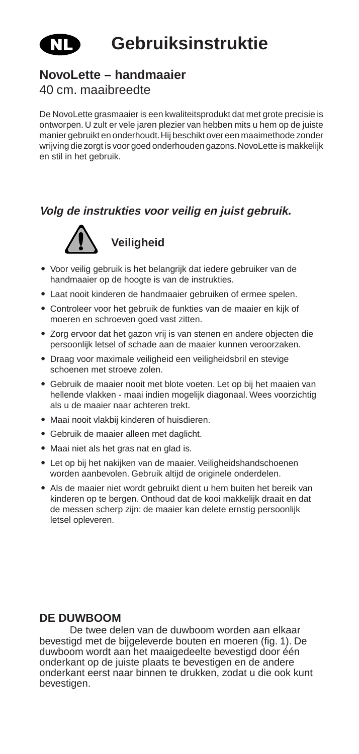# NL Gebruiksinstruktie

## NovoLette – handmaaier

40 cm. maaibreedte

De NovoLette grasmaaier is een kwaliteitsprodukt dat met grote precisie is ontworpen. U zult er vele jaren plezier van hebben mits u hem op de juiste manier gebruikt en onderhoudt. Hij beschikt over een maaimethode zonder wrijving die zorgt is voor goed onderhouden gazons. NovoLette is makkelijk en stil in het gebruik.

***Volg de instrukties voor veilig en juist gebruik.***

### Veiligheid

- Voor veilig gebruik is het belangrijk dat iedere gebruiker van de handmaaier op de hoogte is van de instrukties.
- Laat nooit kinderen de handmaaier gebruiken of ermee spelen.
- Controleer voor het gebruik de funkties van de maaier en kijk of moeren en schroeven goed vast zitten.
- Zorg ervoor dat het gazon vrij is van stenen en andere objecten die persoonlijk letsel of schade aan de maaier kunnen veroorzaken.
- Draag voor maximale veiligheid een veiligheidsbril en stevige schoenen met stroeve zolen.
- Gebruik de maaier nooit met blote voeten. Let op bij het maaien van hellende vlakken - maai indien mogelijk diagonaal. Wees voorzichtig als u de maaier naar achteren trekt.
- Maai nooit vlakbij kinderen of huisdieren.
- Gebruik de maaier alleen met daglicht.
- Maai niet als het gras nat en glad is.
- Let op bij het nakijken van de maaier. Veiligheidshandschoenen worden aanbevolen. Gebruik altijd de originele onderdelen.
- Als de maaier niet wordt gebruikt dient u hem buiten het bereik van kinderen op te bergen. Onthoud dat de kooi makkelijk draait en dat de messen scherp zijn: de maaier kan delete ernstig persoonlijk letsel opleveren.

### DE DUWBOOM

De twee delen van de duwboom worden aan elkaar bevestigd met de bijgeleverde bouten en moeren (fig. 1). De duwboom wordt aan het maaigedeelte bevestigd door één onderkant op de juiste plaats te bevestigen en de andere onderkant eerst naar binnen te drukken, zodat u die ook kunt bevestigen.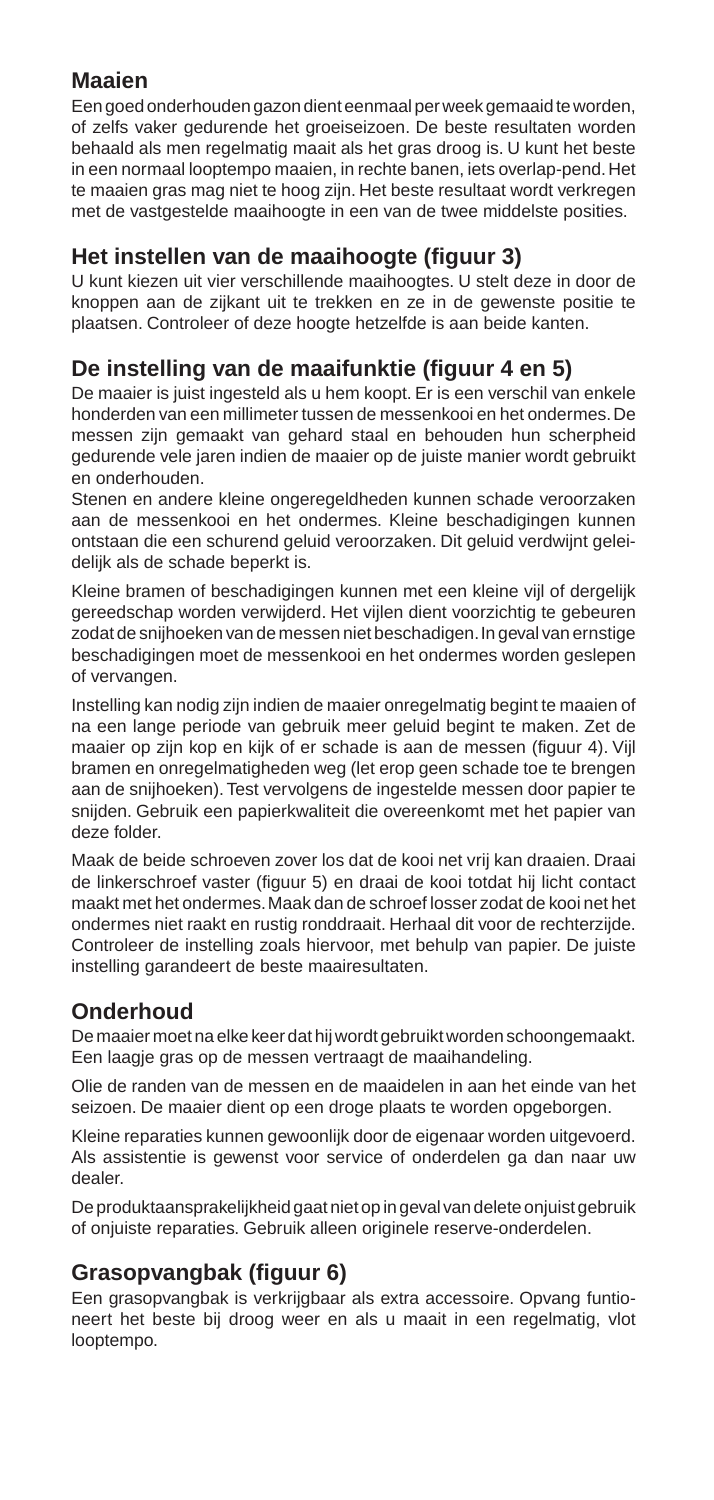## Maaien

Een goed onderhouden gazon dient eenmaal per week gemaaid te worden, of zelfs vaker gedurende het groeiseizoen. De beste resultaten worden behaald als men regelmatig maait als het gras droog is. U kunt het beste in een normaal looptempo maaien, in rechte banen, iets overlap-pend. Het te maaien gras mag niet te hoog zijn. Het beste resultaat wordt verkregen met de vastgestelde maaihoogte in een van de twee middelste posities.

## Het instellen van de maaihoogte (figuur 3)

U kunt kiezen uit vier verschillende maaihoogtes. U stelt deze in door de knoppen aan de zijkant uit te trekken en ze in de gewenste positie te plaatsen. Controleer of deze hoogte hetzelfde is aan beide kanten.

## De instelling van de maaifunktie (figuur 4 en 5)

De maaier is juist ingesteld als u hem koopt. Er is een verschil van enkele honderden van een millimeter tussen de messenkooi en het ondermes. De messen zijn gemaakt van gehard staal en behouden hun scherpheid gedurende vele jaren indien de maaier op de juiste manier wordt gebruikt en onderhouden.

Stenen en andere kleine ongeregeldheden kunnen schade veroorzaken aan de messenkooi en het ondermes. Kleine beschadigingen kunnen ontstaan die een schurend geluid veroorzaken. Dit geluid verdwijnt geleidelijk als de schade beperkt is.

Kleine bramen of beschadigingen kunnen met een kleine vijl of dergelijk gereedschap worden verwijderd. Het vijlen dient voorzichtig te gebeuren zodat de snijhoeken van de messen niet beschadigen. In geval van ernstige beschadigingen moet de messenkooi en het ondermes worden geslepen of vervangen.

Instelling kan nodig zijn indien de maaier onregelmatig begint te maaien of na een lange periode van gebruik meer geluid begint te maken. Zet de maaier op zijn kop en kijk of er schade is aan de messen (figuur 4). Vijl bramen en onregelmatigheden weg (let erop geen schade toe te brengen aan de snijhoeken). Test vervolgens de ingestelde messen door papier te snijden. Gebruik een papierkwaliteit die overeenkomt met het papier van deze folder.

Maak de beide schroeven zover los dat de kooi net vrij kan draaien. Draai de linkerschroef vaster (figuur 5) en draai de kooi totdat hij licht contact maakt met het ondermes. Maak dan de schroef losser zodat de kooi net het ondermes niet raakt en rustig ronddraait. Herhaal dit voor de rechterzijde. Controleer de instelling zoals hiervoor, met behulp van papier. De juiste instelling garandeert de beste maairesultaten.

## Onderhoud

De maaier moet na elke keer dat hij wordt gebruikt worden schoongemaakt. Een laagje gras op de messen vertraagt de maaihandeling.

Olie de randen van de messen en de maaidelen in aan het einde van het seizoen. De maaier dient op een droge plaats te worden opgeborgen.

Kleine reparaties kunnen gewoonlijk door de eigenaar worden uitgevoerd. Als assistentie is gewenst voor service of onderdelen ga dan naar uw dealer.

De produktaansprakelijkheid gaat niet op in geval van delete onjuist gebruik of onjuiste reparaties. Gebruik alleen originele reserve-onderdelen.

## Grasopvangbak (figuur 6)

Een grasopvangbak is verkrijgbaar als extra accessoire. Opvang funtioneert het beste bij droog weer en als u maait in een regelmatig, vlot looptempo.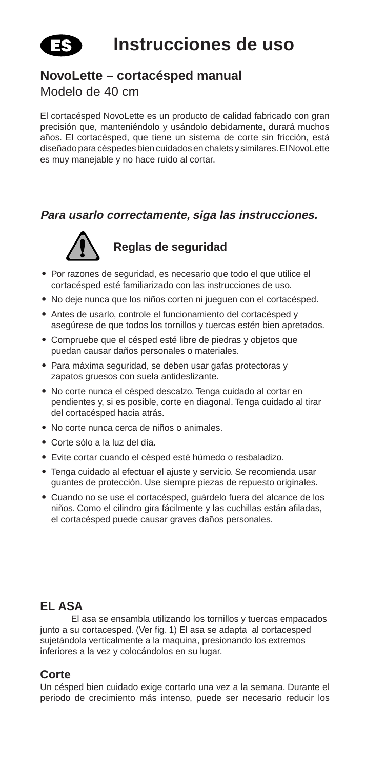ES

# Instrucciones de uso

## NovoLette – cortacésped manual

Modelo de 40 cm

El cortacésped NovoLette es un producto de calidad fabricado con gran precisión que, manteniéndolo y usándolo debidamente, durará muchos años. El cortacésped, que tiene un sistema de corte sin fricción, está diseñado para céspedes bien cuidados en chalets y similares. El NovoLette es muy manejable y no hace ruido al cortar.

***Para usarlo correctamente, siga las instrucciones.***

### Reglas de seguridad

- Por razones de seguridad, es necesario que todo el que utilice el cortacésped esté familiarizado con las instrucciones de uso.
- No deje nunca que los niños corten ni jueguen con el cortacésped.
- Antes de usarlo, controle el funcionamiento del cortacésped y asegúrese de que todos los tornillos y tuercas estén bien apretados.
- Compruebe que el césped esté libre de piedras y objetos que puedan causar daños personales o materiales.
- Para máxima seguridad, se deben usar gafas protectoras y zapatos gruesos con suela antideslizante.
- No corte nunca el césped descalzo. Tenga cuidado al cortar en pendientes y, si es posible, corte en diagonal. Tenga cuidado al tirar del cortacésped hacia atrás.
- No corte nunca cerca de niños o animales.
- Corte sólo a la luz del día.
- Evite cortar cuando el césped esté húmedo o resbaladizo.
- Tenga cuidado al efectuar el ajuste y servicio. Se recomienda usar guantes de protección. Use siempre piezas de repuesto originales.
- Cuando no se use el cortacésped, guárdelo fuera del alcance de los niños. Como el cilindro gira fácilmente y las cuchillas están afiladas, el cortacésped puede causar graves daños personales.

### EL ASA

El asa se ensambla utilizando los tornillos y tuercas empacados junto a su cortacesped. (Ver fig. 1) El asa se adapta al cortacesped sujetándola verticalmente a la maquina, presionando los extremos inferiores a la vez y colocándolos en su lugar.

### Corte

Un césped bien cuidado exige cortarlo una vez a la semana. Durante el periodo de crecimiento más intenso, puede ser necesario reducir los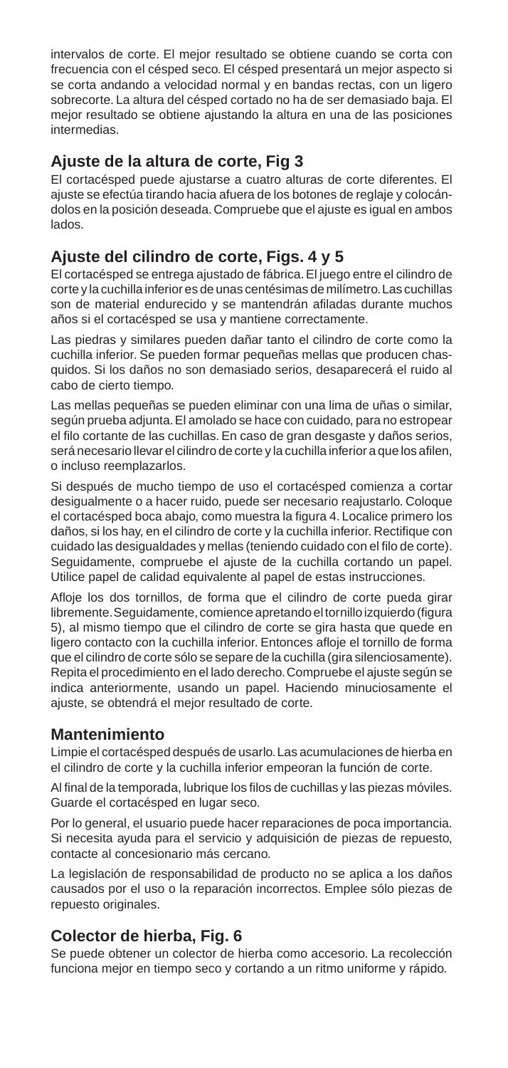intervalos de corte. El mejor resultado se obtiene cuando se corta con frecuencia con el césped seco. El césped presentará un mejor aspecto si se corta andando a velocidad normal y en bandas rectas, con un ligero sobrecorte. La altura del césped cortado no ha de ser demasiado baja. El mejor resultado se obtiene ajustando la altura en una de las posiciones intermedias.

## Ajuste de la altura de corte, Fig 3

El cortacésped puede ajustarse a cuatro alturas de corte diferentes. El ajuste se efectúa tirando hacia afuera de los botones de reglaje y colocándolos en la posición deseada. Compruebe que el ajuste es igual en ambos lados.

## Ajuste del cilindro de corte, Figs. 4 y 5

El cortacésped se entrega ajustado de fábrica. El juego entre el cilindro de corte y la cuchilla inferior es de unas centésimas de milímetro. Las cuchillas son de material endurecido y se mantendrán afiladas durante muchos años si el cortacésped se usa y mantiene correctamente.

Las piedras y similares pueden dañar tanto el cilindro de corte como la cuchilla inferior. Se pueden formar pequeñas mellas que producen chasquidos. Si los daños no son demasiado serios, desaparecerá el ruido al cabo de cierto tiempo.

Las mellas pequeñas se pueden eliminar con una lima de uñas o similar, según prueba adjunta. El amolado se hace con cuidado, para no estropear el filo cortante de las cuchillas. En caso de gran desgaste y daños serios, será necesario llevar el cilindro de corte y la cuchilla inferior a que los afilen, o incluso reemplazarlos.

Si después de mucho tiempo de uso el cortacésped comienza a cortar desigualmente o a hacer ruido, puede ser necesario reajustarlo. Coloque el cortacésped boca abajo, como muestra la figura 4. Localice primero los daños, si los hay, en el cilindro de corte y la cuchilla inferior. Rectifique con cuidado las desigualdades y mellas (teniendo cuidado con el filo de corte). Seguidamente, compruebe el ajuste de la cuchilla cortando un papel. Utilice papel de calidad equivalente al papel de estas instrucciones.

Afloje los dos tornillos, de forma que el cilindro de corte pueda girar libremente. Seguidamente, comience apretando el tornillo izquierdo (figura 5), al mismo tiempo que el cilindro de corte se gira hasta que quede en ligero contacto con la cuchilla inferior. Entonces afloje el tornillo de forma que el cilindro de corte sólo se separe de la cuchilla (gira silenciosamente). Repita el procedimiento en el lado derecho. Compruebe el ajuste según se indica anteriormente, usando un papel. Haciendo minuciosamente el ajuste, se obtendrá el mejor resultado de corte.

## Mantenimiento

Limpie el cortacésped después de usarlo. Las acumulaciones de hierba en el cilindro de corte y la cuchilla inferior empeoran la función de corte.

Al final de la temporada, lubrique los filos de cuchillas y las piezas móviles. Guarde el cortacésped en lugar seco.

Por lo general, el usuario puede hacer reparaciones de poca importancia. Si necesita ayuda para el servicio y adquisición de piezas de repuesto, contacte al concesionario más cercano.

La legislación de responsabilidad de producto no se aplica a los daños causados por el uso o la reparación incorrectos. Emplee sólo piezas de repuesto originales.

## Colector de hierba, Fig. 6

Se puede obtener un colector de hierba como accesorio. La recolección funciona mejor en tiempo seco y cortando a un ritmo uniforme y rápido.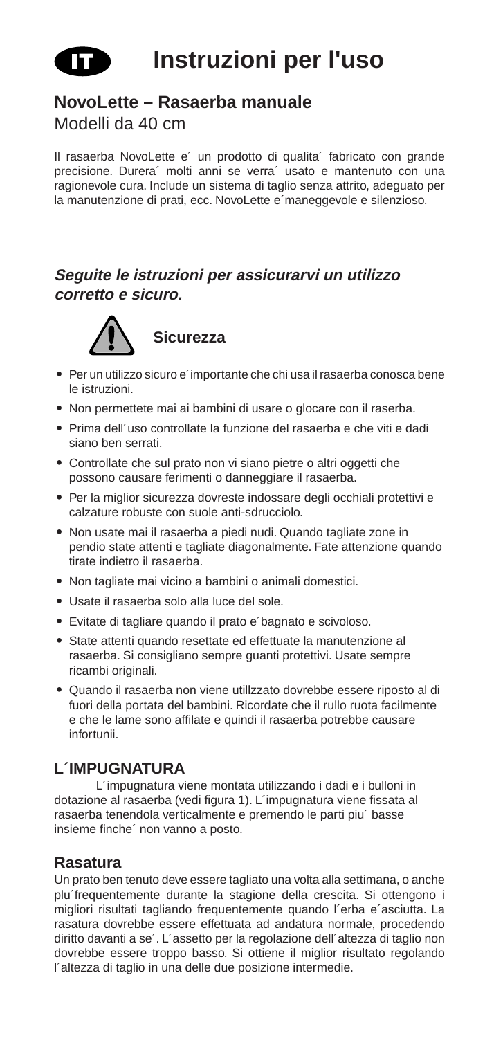# IT Instruzioni per l'uso

## NovoLette – Rasaerba manuale

Modelli da 40 cm

Il rasaerba NovoLette e´ un prodotto di qualita´ fabricato con grande precisione. Durera´ molti anni se verra´ usato e mantenuto con una ragionevole cura. Include un sistema di taglio senza attrito, adeguato per la manutenzione di prati, ecc. NovoLette e´maneggevole e silenzioso.

***Seguite le istruzioni per assicurarvi un utilizzo corretto e sicuro.***

### Sicurezza

- Per un utilizzo sicuro e´importante che chi usa il rasaerba conosca bene le istruzioni.
- Non permettete mai ai bambini di usare o glocare con il raserba.
- Prima dell´uso controllate la funzione del rasaerba e che viti e dadi siano ben serrati.
- Controllate che sul prato non vi siano pietre o altri oggetti che possono causare ferimenti o danneggiare il rasaerba.
- Per la miglior sicurezza dovreste indossare degli occhiali protettivi e calzature robuste con suole anti-sdrucciolo.
- Non usate mai il rasaerba a piedi nudi. Quando tagliate zone in pendio state attenti e tagliate diagonalmente. Fate attenzione quando tirate indietro il rasaerba.
- Non tagliate mai vicino a bambini o animali domestici.
- Usate il rasaerba solo alla luce del sole.
- Evitate di tagliare quando il prato e´bagnato e scivoloso.
- State attenti quando resettate ed effettuate la manutenzione al rasaerba. Si consigliano sempre guanti protettivi. Usate sempre ricambi originali.
- Quando il rasaerba non viene utillzzato dovrebbe essere riposto al di fuori della portata del bambini. Ricordate che il rullo ruota facilmente e che le lame sono affilate e quindi il rasaerba potrebbe causare infortunii.

### L´IMPUGNATURA

L´impugnatura viene montata utilizzando i dadi e i bulloni in dotazione al rasaerba (vedi figura 1). L´impugnatura viene fissata al rasaerba tenendola verticalmente e premendo le parti piu´ basse insieme finche´ non vanno a posto.

### Rasatura

Un prato ben tenuto deve essere tagliato una volta alla settimana, o anche plu´frequentemente durante la stagione della crescita. Si ottengono i migliori risultati tagliando frequentemente quando l´erba e´asciutta. La rasatura dovrebbe essere effettuata ad andatura normale, procedendo diritto davanti a se´. L´assetto per la regolazione dell´altezza di taglio non dovrebbe essere troppo basso. Si ottiene il miglior risultato regolando l´altezza di taglio in una delle due posizione intermedie.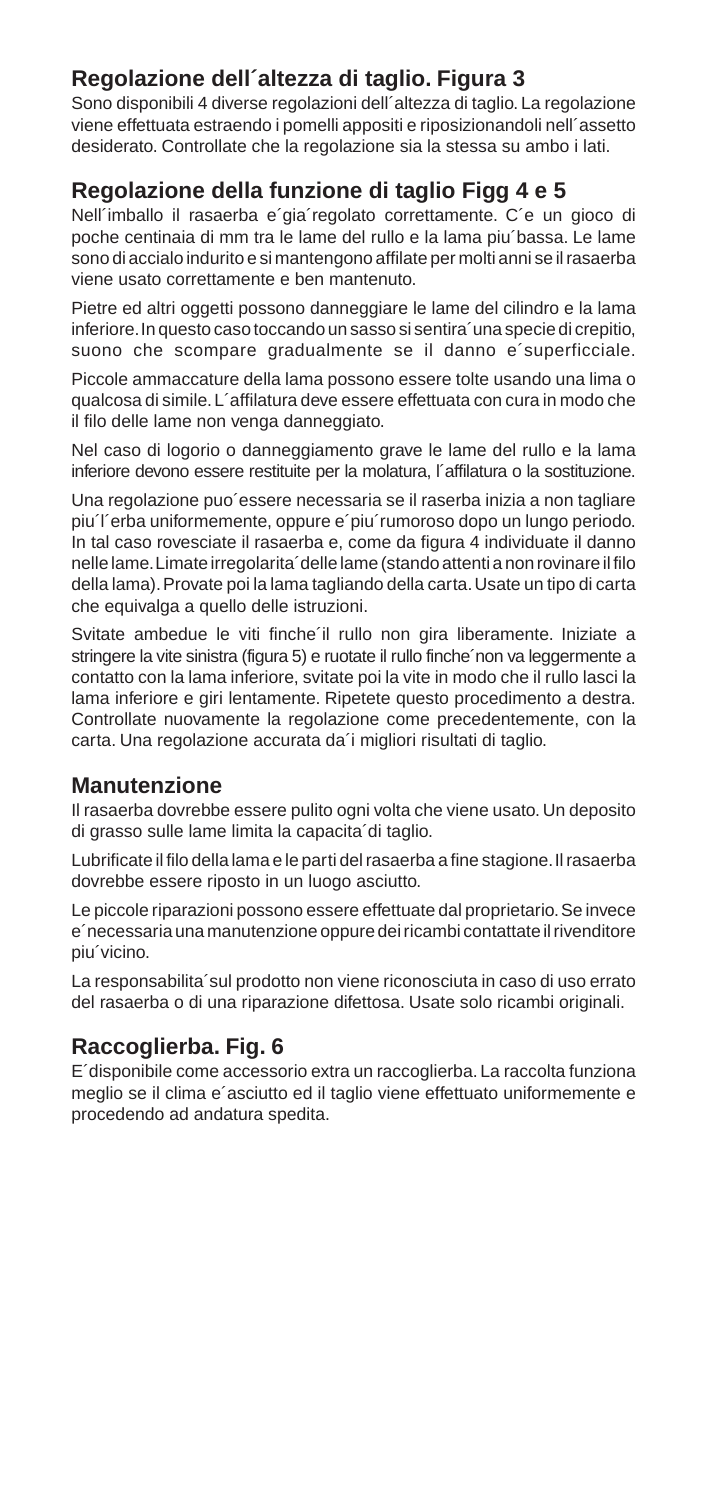## Regolazione dell´altezza di taglio. Figura 3

Sono disponibili 4 diverse regolazioni dell´altezza di taglio. La regolazione viene effettuata estraendo i pomelli appositi e riposizionandoli nell´assetto desiderato. Controllate che la regolazione sia la stessa su ambo i lati.

## Regolazione della funzione di taglio Figg 4 e 5

Nell´imballo il rasaerba e´gia´regolato correttamente. C´e un gioco di poche centinaia di mm tra le lame del rullo e la lama piu´bassa. Le lame sono di accialo indurito e si mantengono affilate per molti anni se il rasaerba viene usato correttamente e ben mantenuto.

Pietre ed altri oggetti possono danneggiare le lame del cilindro e la lama inferiore. In questo caso toccando un sasso si sentira´una specie di crepitio, suono che scompare gradualmente se il danno e´superficciale.

Piccole ammaccature della lama possono essere tolte usando una lima o qualcosa di simile. L´affilatura deve essere effettuata con cura in modo che il filo delle lame non venga danneggiato.

Nel caso di logorio o danneggiamento grave le lame del rullo e la lama inferiore devono essere restituite per la molatura, l´affilatura o la sostituzione.

Una regolazione puo´essere necessaria se il raserba inizia a non tagliare piu´l´erba uniformemente, oppure e´piu´rumoroso dopo un lungo periodo. In tal caso rovesciate il rasaerba e, come da figura 4 individuate il danno nelle lame. Limate irregolarita´delle lame (stando attenti a non rovinare il filo della lama). Provate poi la lama tagliando della carta. Usate un tipo di carta che equivalga a quello delle istruzioni.

Svitate ambedue le viti finche´il rullo non gira liberamente. Iniziate a stringere la vite sinistra (figura 5) e ruotate il rullo finche´non va leggermente a contatto con la lama inferiore, svitate poi la vite in modo che il rullo lasci la lama inferiore e giri lentamente. Ripetete questo procedimento a destra. Controllate nuovamente la regolazione come precedentemente, con la carta. Una regolazione accurata da´i migliori risultati di taglio.

## Manutenzione

Il rasaerba dovrebbe essere pulito ogni volta che viene usato. Un deposito di grasso sulle lame limita la capacita´di taglio.

Lubrificate il filo della lama e le parti del rasaerba a fine stagione. Il rasaerba dovrebbe essere riposto in un luogo asciutto.

Le piccole riparazioni possono essere effettuate dal proprietario. Se invece e´necessaria una manutenzione oppure dei ricambi contattate il rivenditore piu´vicino.

La responsabilita´sul prodotto non viene riconosciuta in caso di uso errato del rasaerba o di una riparazione difettosa. Usate solo ricambi originali.

## Raccoglierba. Fig. 6

E´disponibile come accessorio extra un raccoglierba. La raccolta funziona meglio se il clima e´asciutto ed il taglio viene effettuato uniformemente e procedendo ad andatura spedita.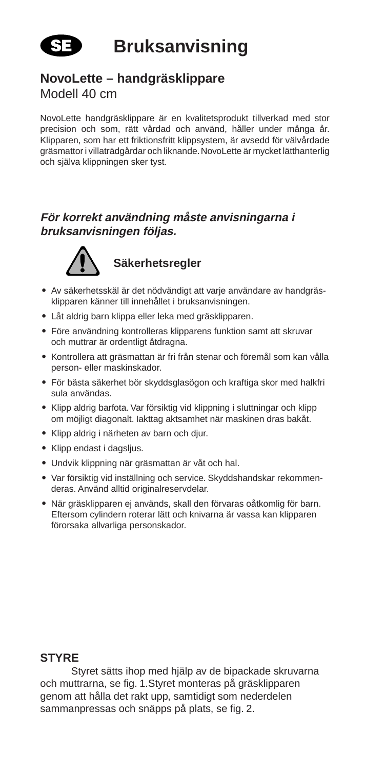# SE Bruksanvisning

## NovoLette – handgräsklippare

Modell 40 cm

NovoLette handgräsklippare är en kvalitetsprodukt tillverkad med stor precision och som, rätt vårdad och använd, håller under många år. Klipparen, som har ett friktionsfritt klippsystem, är avsedd för välvårdade gräsmattor i villaträdgårdar och liknande. NovoLette är mycket lätthanterlig och själva klippningen sker tyst.

***För korrekt användning måste anvisningarna i bruksanvisningen följas.***

### Säkerhetsregler

- Av säkerhetsskäl är det nödvändigt att varje användare av handgräsklipparen känner till innehållet i bruksanvisningen.
- Låt aldrig barn klippa eller leka med gräsklipparen.
- Före användning kontrolleras klipparens funktion samt att skruvar och muttrar är ordentligt åtdragna.
- Kontrollera att gräsmattan är fri från stenar och föremål som kan vålla person- eller maskinskador.
- För bästa säkerhet bör skyddsglasögon och kraftiga skor med halkfri sula användas.
- Klipp aldrig barfota. Var försiktig vid klippning i sluttningar och klipp om möjligt diagonalt. Iakttag aktsamhet när maskinen dras bakåt.
- Klipp aldrig i närheten av barn och djur.
- Klipp endast i dagsljus.
- Undvik klippning när gräsmattan är våt och hal.
- Var försiktig vid inställning och service. Skyddshandskar rekommenderas. Använd alltid originalreservdelar.
- När gräsklipparen ej används, skall den förvaras oåtkomlig för barn. Eftersom cylindern roterar lätt och knivarna är vassa kan klipparen förorsaka allvarliga personskador.

### STYRE

Styret sätts ihop med hjälp av de bipackade skruvarna och muttrarna, se fig. 1.Styret monteras på gräsklipparen genom att hålla det rakt upp, samtidigt som nederdelen sammanpressas och snäpps på plats, se fig. 2.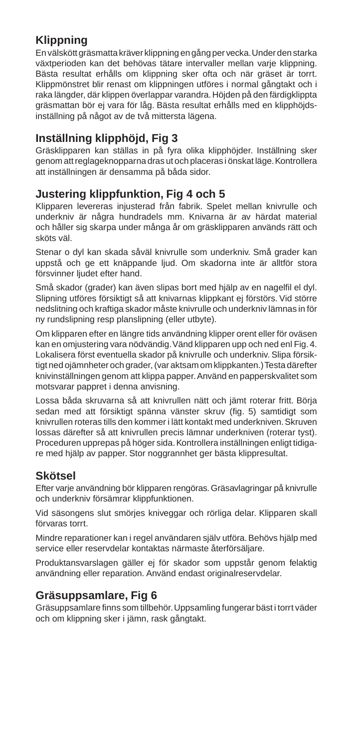## Klippning

En välskött gräsmatta kräver klippning en gång per vecka. Under den starka växtperioden kan det behövas tätare intervaller mellan varje klippning. Bästa resultat erhålls om klippning sker ofta och när gräset är torrt. Klippmönstret blir renast om klippningen utföres i normal gångtakt och i raka längder, där klippen överlappar varandra. Höjden på den färdigklippta gräsmattan bör ej vara för låg. Bästa resultat erhålls med en klipphöjdsinställning på något av de två mittersta lägena.

## Inställning klipphöjd, Fig 3

Gräsklipparen kan ställas in på fyra olika klipphöjder. Inställning sker genom att reglageknopparna dras ut och placeras i önskat läge. Kontrollera att inställningen är densamma på båda sidor.

## Justering klippfunktion, Fig 4 och 5

Klipparen levereras injusterad från fabrik. Spelet mellan knivrulle och underkniv är några hundradels mm. Knivarna är av härdat material och håller sig skarpa under många år om gräsklipparen används rätt och sköts väl.

Stenar o dyl kan skada såväl knivrulle som underkniv. Små grader kan uppstå och ge ett knäppande ljud. Om skadorna inte är alltför stora försvinner ljudet efter hand.

Små skador (grader) kan även slipas bort med hjälp av en nagelfil el dyl. Slipning utföres försiktigt så att knivarnas klippkant ej förstörs. Vid större nedslitning och kraftiga skador måste knivrulle och underkniv lämnas in för ny rundslipning resp planslipning (eller utbyte).

Om klipparen efter en längre tids användning klipper orent eller för oväsen kan en omjustering vara nödvändig. Vänd klipparen upp och ned enl Fig. 4. Lokalisera först eventuella skador på knivrulle och underkniv. Slipa försiktigt ned ojämnheter och grader, (var aktsam om klippkanten.) Testa därefter knivinställningen genom att klippa papper. Använd en papperskvalitet som motsvarar pappret i denna anvisning.

Lossa båda skruvarna så att knivrullen nätt och jämt roterar fritt. Börja sedan med att försiktigt spänna vänster skruv (fig. 5) samtidigt som knivrullen roteras tills den kommer i lätt kontakt med underkniven. Skruven lossas därefter så att knivrullen precis lämnar underkniven (roterar tyst). Proceduren upprepas på höger sida. Kontrollera inställningen enligt tidigare med hjälp av papper. Stor noggrannhet ger bästa klippresultat.

## Skötsel

Efter varje användning bör klipparen rengöras. Gräsavlagringar på knivrulle och underkniv försämrar klippfunktionen.

Vid säsongens slut smörjes kniveggar och rörliga delar. Klipparen skall förvaras torrt.

Mindre reparationer kan i regel användaren själv utföra. Behövs hjälp med service eller reservdelar kontaktas närmaste återförsäljare.

Produktansvarslagen gäller ej för skador som uppstår genom felaktig användning eller reparation. Använd endast originalreservdelar.

## Gräsuppsamlare, Fig 6

Gräsuppsamlare finns som tillbehör. Uppsamling fungerar bäst i torrt väder och om klippning sker i jämn, rask gångtakt.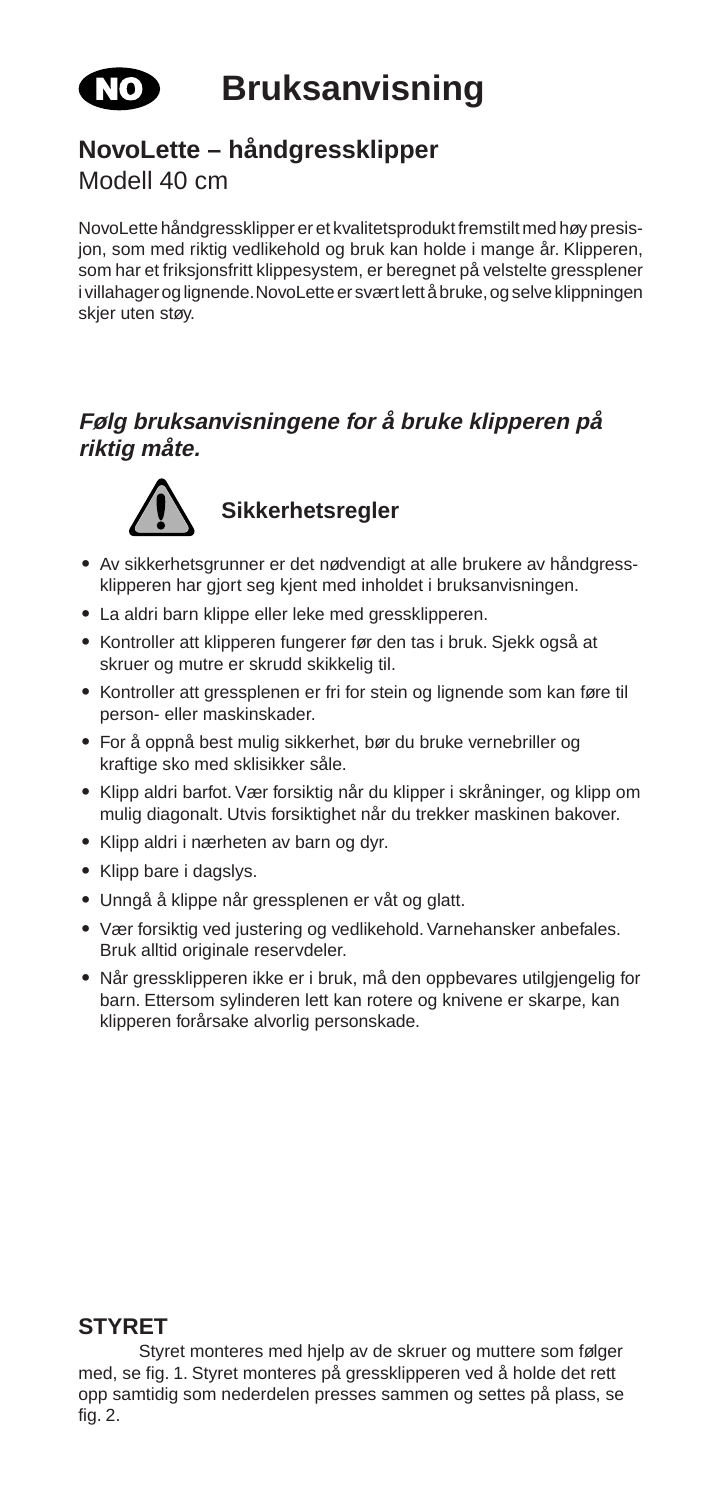# NO Bruksanvisning

## NovoLette – håndgressklipper

Modell 40 cm

NovoLette håndgressklipper er et kvalitetsprodukt fremstilt med høy presisjon, som med riktig vedlikehold og bruk kan holde i mange år. Klipperen, som har et friksjonsfritt klippesystem, er beregnet på velstelte gressplener i villahager og lignende. NovoLette er svært lett å bruke, og selve klippningen skjer uten støy.

### *Følg bruksanvisningene for å bruke klipperen på riktig måte.*

### Sikkerhetsregler

- Av sikkerhetsgrunner er det nødvendigt at alle brukere av håndgressklipperen har gjort seg kjent med inholdet i bruksanvisningen.
- La aldri barn klippe eller leke med gressklipperen.
- Kontroller att klipperen fungerer før den tas i bruk. Sjekk også at skruer og mutre er skrudd skikkelig til.
- Kontroller att gressplenen er fri for stein og lignende som kan føre til person- eller maskinskader.
- For å oppnå best mulig sikkerhet, bør du bruke vernebriller og kraftige sko med sklisikker såle.
- Klipp aldri barfot. Vær forsiktig når du klipper i skråninger, og klipp om mulig diagonalt. Utvis forsiktighet når du trekker maskinen bakover.
- Klipp aldri i nærheten av barn og dyr.
- Klipp bare i dagslys.
- Unngå å klippe når gressplenen er våt og glatt.
- Vær forsiktig ved justering og vedlikehold. Varnehansker anbefales. Bruk alltid originale reservdeler.
- Når gressklipperen ikke er i bruk, må den oppbevares utilgjengelig for barn. Ettersom sylinderen lett kan rotere og knivene er skarpe, kan klipperen forårsake alvorlig personskade.

### STYRET

Styret monteres med hjelp av de skruer og muttere som følger med, se fig. 1. Styret monteres på gressklipperen ved å holde det rett opp samtidig som nederdelen presses sammen og settes på plass, se fig. 2.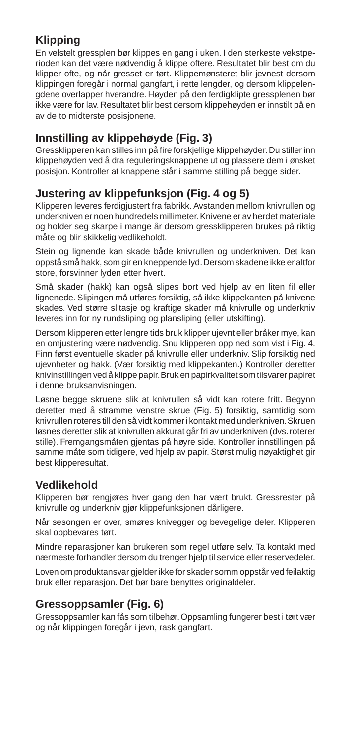## Klipping

En velstelt gressplen bør klippes en gang i uken. I den sterkeste vekstperioden kan det være nødvendig å klippe oftere. Resultatet blir best om du klipper ofte, og når gresset er tørt. Klippemønsteret blir jevnest dersom klippingen foregår i normal gangfart, i rette lengder, og dersom klippelengdene overlapper hverandre. Høyden på den ferdigklipte gressplenen bør ikke være for lav. Resultatet blir best dersom klippehøyden er innstilt på en av de to midterste posisjonene.

## Innstilling av klippehøyde (Fig. 3)

Gressklipperen kan stilles inn på fire forskjellige klippehøyder. Du stiller inn klippehøyden ved å dra reguleringsknappene ut og plassere dem i ønsket posisjon. Kontroller at knappene står i samme stilling på begge sider.

## Justering av klippefunksjon (Fig. 4 og 5)

Klipperen leveres ferdigjustert fra fabrikk. Avstanden mellom knivrullen og underkniven er noen hundredels millimeter. Knivene er av herdet materiale og holder seg skarpe i mange år dersom gressklipperen brukes på riktig måte og blir skikkelig vedlikeholdt.

Stein og lignende kan skade både knivrullen og underkniven. Det kan oppstå små hakk, som gir en kneppende lyd. Dersom skadene ikke er altfor store, forsvinner lyden etter hvert.

Små skader (hakk) kan også slipes bort ved hjelp av en liten fil eller lignenede. Slipingen må utføres forsiktig, så ikke klippekanten på knivene skades. Ved større slitasje og kraftige skader må knivrulle og underkniv leveres inn for ny rundsliping og plansliping (eller utskifting).

Dersom klipperen etter lengre tids bruk klipper ujevnt eller bråker mye, kan en omjustering være nødvendig. Snu klipperen opp ned som vist i Fig. 4. Finn først eventuelle skader på knivrulle eller underkniv. Slip forsiktig ned ujevnheter og hakk. (Vær forsiktig med klippekanten.) Kontroller deretter knivinstillingen ved å klippe papir. Bruk en papirkvalitet som tilsvarer papiret i denne bruksanvisningen.

Løsne begge skruene slik at knivrullen så vidt kan rotere fritt. Begynn deretter med å stramme venstre skrue (Fig. 5) forsiktig, samtidig som knivrullen roteres till den så vidt kommer i kontakt med underkniven. Skruen løsnes deretter slik at knivrullen akkurat går fri av underkniven (dvs. roterer stille). Fremgangsmåten gjentas på høyre side. Kontroller innstillingen på samme måte som tidigere, ved hjelp av papir. Størst mulig nøyaktighet gir best klipperesultat.

## Vedlikehold

Klipperen bør rengjøres hver gang den har vært brukt. Gressrester på knivrulle og underkniv gjør klippefunksjonen dårligere.

Når sesongen er over, smøres knivegger og bevegelige deler. Klipperen skal oppbevares tørt.

Mindre reparasjoner kan brukeren som regel utføre selv. Ta kontakt med nærmeste forhandler dersom du trenger hjelp til service eller reservedeler.

Loven om produktansvar gjelder ikke for skader somm oppstår ved feilaktig bruk eller reparasjon. Det bør bare benyttes originaldeler.

## Gressoppsamler (Fig. 6)

Gressoppsamler kan fås som tilbehør. Oppsamling fungerer best i tørt vær og når klippingen foregår i jevn, rask gangfart.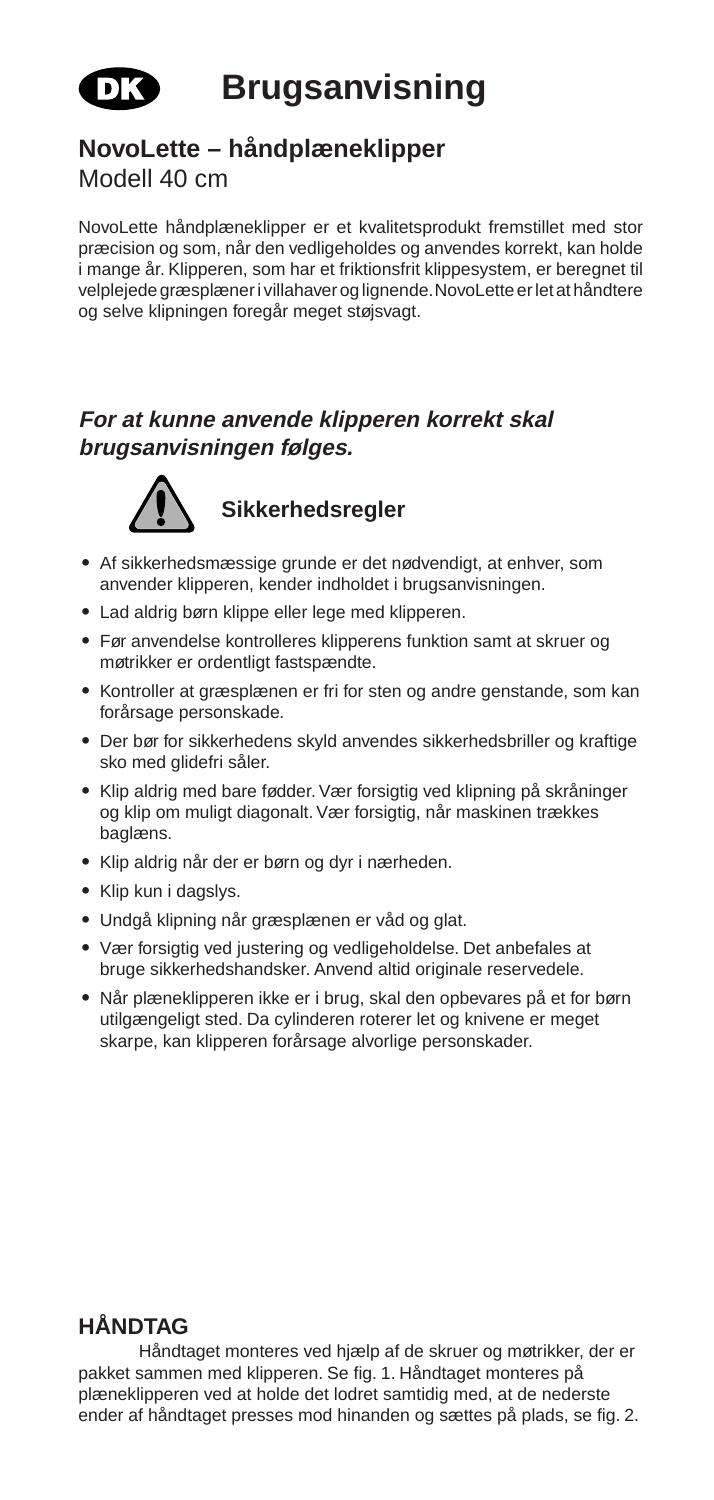# DK Brugsanvisning

## NovoLette – håndplæneklipper

Modell 40 cm

NovoLette håndplæneklipper er et kvalitetsprodukt fremstillet med stor præcision og som, når den vedligeholdes og anvendes korrekt, kan holde i mange år. Klipperen, som har et friktionsfrit klippesystem, er beregnet til velplejede græsplæner i villahaver og lignende. NovoLette er let at håndtere og selve klipningen foregår meget støjsvagt.

***For at kunne anvende klipperen korrekt skal brugsanvisningen følges.***

### Sikkerhedsregler

- Af sikkerhedsmæssige grunde er det nødvendigt, at enhver, som anvender klipperen, kender indholdet i brugsanvisningen.
- Lad aldrig børn klippe eller lege med klipperen.
- Før anvendelse kontrolleres klipperens funktion samt at skruer og møtrikker er ordentligt fastspændte.
- Kontroller at græsplænen er fri for sten og andre genstande, som kan forårsage personskade.
- Der bør for sikkerhedens skyld anvendes sikkerhedsbriller og kraftige sko med glidefri såler.
- Klip aldrig med bare fødder. Vær forsigtig ved klipning på skråninger og klip om muligt diagonalt. Vær forsigtig, når maskinen trækkes baglæns.
- Klip aldrig når der er børn og dyr i nærheden.
- Klip kun i dagslys.
- Undgå klipning når græsplænen er våd og glat.
- Vær forsigtig ved justering og vedligeholdelse. Det anbefales at bruge sikkerhedshandsker. Anvend altid originale reservedele.
- Når plæneklipperen ikke er i brug, skal den opbevares på et for børn utilgængeligt sted. Da cylinderen roterer let og knivene er meget skarpe, kan klipperen forårsage alvorlige personskader.

### HÅNDTAG

Håndtaget monteres ved hjælp af de skruer og møtrikker, der er pakket sammen med klipperen. Se fig. 1. Håndtaget monteres på plæneklipperen ved at holde det lodret samtidig med, at de nederste ender af håndtaget presses mod hinanden og sættes på plads, se fig. 2.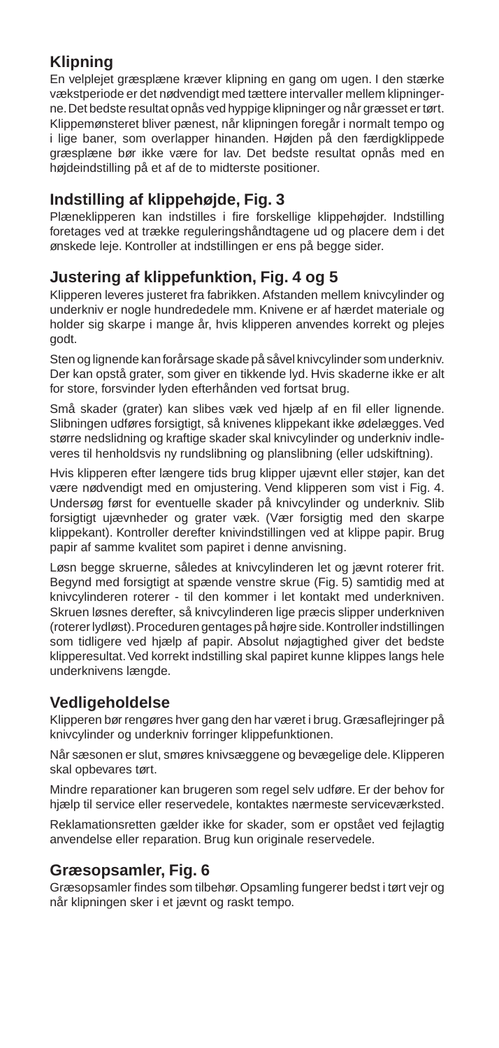## Klipning

En velplejet græsplæne kræver klipning en gang om ugen. I den stærke vækstperiode er det nødvendigt med tættere intervaller mellem klipningerne. Det bedste resultat opnås ved hyppige klipninger og når græsset er tørt. Klippemønsteret bliver pænest, når klipningen foregår i normalt tempo og i lige baner, som overlapper hinanden. Højden på den færdigklippede græsplæne bør ikke være for lav. Det bedste resultat opnås med en højdeindstilling på et af de to midterste positioner.

## Indstilling af klippehøjde, Fig. 3

Plæneklipperen kan indstilles i fire forskellige klippehøjder. Indstilling foretages ved at trække reguleringshåndtagene ud og placere dem i det ønskede leje. Kontroller at indstillingen er ens på begge sider.

## Justering af klippefunktion, Fig. 4 og 5

Klipperen leveres justeret fra fabrikken. Afstanden mellem knivcylinder og underkniv er nogle hundrededele mm. Knivene er af hærdet materiale og holder sig skarpe i mange år, hvis klipperen anvendes korrekt og plejes godt.

Sten og lignende kan forårsage skade på såvel knivcylinder som underkniv. Der kan opstå grater, som giver en tikkende lyd. Hvis skaderne ikke er alt for store, forsvinder lyden efterhånden ved fortsat brug.

Små skader (grater) kan slibes væk ved hjælp af en fil eller lignende. Slibningen udføres forsigtigt, så knivenes klippekant ikke ødelægges. Ved større nedslidning og kraftige skader skal knivcylinder og underkniv indleveres til henholdsvis ny rundslibning og planslibning (eller udskiftning).

Hvis klipperen efter længere tids brug klipper ujævnt eller støjer, kan det være nødvendigt med en omjustering. Vend klipperen som vist i Fig. 4. Undersøg først for eventuelle skader på knivcylinder og underkniv. Slib forsigtigt ujævnheder og grater væk. (Vær forsigtig med den skarpe klippekant). Kontroller derefter knivindstillingen ved at klippe papir. Brug papir af samme kvalitet som papiret i denne anvisning.

Løsn begge skruerne, således at knivcylinderen let og jævnt roterer frit. Begynd med forsigtigt at spænde venstre skrue (Fig. 5) samtidig med at knivcylinderen roterer - til den kommer i let kontakt med underkniven. Skruen løsnes derefter, så knivcylinderen lige præcis slipper underkniven (roterer lydløst). Proceduren gentages på højre side. Kontroller indstillingen som tidligere ved hjælp af papir. Absolut nøjagtighed giver det bedste klipperesultat. Ved korrekt indstilling skal papiret kunne klippes langs hele underknivens længde.

## Vedligeholdelse

Klipperen bør rengøres hver gang den har været i brug. Græsaflejringer på knivcylinder og underkniv forringer klippefunktionen.

Når sæsonen er slut, smøres knivsæggene og bevægelige dele. Klipperen skal opbevares tørt.

Mindre reparationer kan brugeren som regel selv udføre. Er der behov for hjælp til service eller reservedele, kontaktes nærmeste serviceværksted.

Reklamationsretten gælder ikke for skader, som er opstået ved fejlagtig anvendelse eller reparation. Brug kun originale reservedele.

## Græsopsamler, Fig. 6

Græsopsamler findes som tilbehør. Opsamling fungerer bedst i tørt vejr og når klipningen sker i et jævnt og raskt tempo.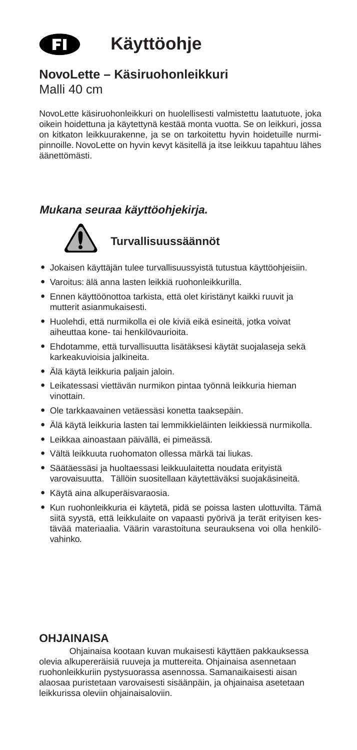FI

# Käyttöohje

## NovoLette – Käsiruohonleikkuri

Malli 40 cm

NovoLette käsiruohonleikkuri on huolellisesti valmistettu laatutuote, joka oikein hoidettuna ja käytettynä kestää monta vuotta. Se on leikkuri, jossa on kitkaton leikkuurakenne, ja se on tarkoitettu hyvin hoidetuille nurmipinnoille. NovoLette on hyvin kevyt käsitellä ja itse leikkuu tapahtuu lähes äänettömästi.

***Mukana seuraa käyttöohjekirja.***

### Turvallisuussäännöt

- Jokaisen käyttäjän tulee turvallisuussyistä tutustua käyttöohjeisiin.
- Varoitus: älä anna lasten leikkiä ruohonleikkurilla.
- Ennen käyttöönottoa tarkista, että olet kiristänyt kaikki ruuvit ja mutterit asianmukaisesti.
- Huolehdi, että nurmikolla ei ole kiviä eikä esineitä, jotka voivat aiheuttaa kone- tai henkilövaurioita.
- Ehdotamme, että turvallisuutta lisätäksesi käytät suojalaseja sekä karkeakuvioisia jalkineita.
- Älä käytä leikkuria paljain jaloin.
- Leikatessasi viettävän nurmikon pintaa työnnä leikkuria hieman vinottain.
- Ole tarkkaavainen vetäessäsi konetta taaksepäin.
- Älä käytä leikkuria lasten tai lemmikkieläinten leikkiessä nurmikolla.
- Leikkaa ainoastaan päivällä, ei pimeässä.
- Vältä leikkuuta ruohomaton ollessa märkä tai liukas.
- Säätäessäsi ja huoltaessasi leikkuulaitetta noudata erityistä varovaisuutta. Tällöin suositellaan käytettäväksi suojakäsineitä.
- Käytä aina alkuperäisvaraosia.
- Kun ruohonleikkuria ei käytetä, pidä se poissa lasten ulottuvilta. Tämä siitä syystä, että leikkulaite on vapaasti pyörivä ja terät erityisen kestävää materiaalia. Väärin varastoituna seurauksena voi olla henkilövahinko.

### OHJAINAISA

Ohjainaisa kootaan kuvan mukaisesti käyttäen pakkauksessa olevia alkupereräisiä ruuveja ja muttereita. Ohjainaisa asennetaan ruohonleikkuriin pystysuorassa asennossa. Samanaikaisesti aisan alaosaa puristetaan varovaisesti sisäänpäin, ja ohjainaisa asetetaan leikkurissa oleviin ohjainaisaloviin.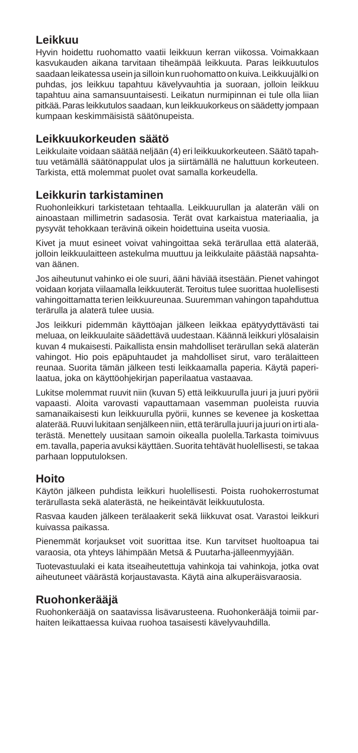## Leikkuu

Hyvin hoidettu ruohomatto vaatii leikkuun kerran viikossa. Voimakkaan kasvukauden aikana tarvitaan tiheämpää leikkuuta. Paras leikkuutulos saadaan leikatessa usein ja silloin kun ruohomatto on kuiva. Leikkuujälki on puhdas, jos leikkuu tapahtuu kävelyvauhtia ja suoraan, jolloin leikkuu tapahtuu aina samansuuntaisesti. Leikatun nurmipinnan ei tule olla liian pitkää. Paras leikkutulos saadaan, kun leikkuukorkeus on säädetty jompaan kumpaan keskimmäisistä säätönupeista.

## Leikkuukorkeuden säätö

Leikkulaite voidaan säätää neljään (4) eri leikkuukorkeuteen. Säätö tapahtuu vetämällä säätönappulat ulos ja siirtämällä ne haluttuun korkeuteen. Tarkista, että molemmat puolet ovat samalla korkeudella.

## Leikkurin tarkistaminen

Ruohonleikkuri tarkistetaan tehtaalla. Leikkuurullan ja alaterän väli on ainoastaan millimetrin sadasosia. Terät ovat karkaistua materiaalia, ja pysyvät tehokkaan terävinä oikein hoidettuina useita vuosia.

Kivet ja muut esineet voivat vahingoittaa sekä terärullaa että alaterää, jolloin leikkuulaitteen astekulma muuttuu ja leikkulaite päästää napsahtavan äänen.

Jos aiheutunut vahinko ei ole suuri, ääni häviää itsestään. Pienet vahingot voidaan korjata viilaamalla leikkuuterät. Teroitus tulee suorittaa huolellisesti vahingoittamatta terien leikkuureunaa. Suuremman vahingon tapahduttua terärulla ja alaterä tulee uusia.

Jos leikkuri pidemmän käyttöajan jälkeen leikkaa epätyydyttävästi tai meluaa, on leikkuulaite säädettävä uudestaan. Käännä leikkuri ylösalaisin kuvan 4 mukaisesti. Paikallista ensin mahdolliset terärullan sekä alaterän vahingot. Hio pois epäpuhtaudet ja mahdolliset sirut, varo terälaitteen reunaa. Suorita tämän jälkeen testi leikkaamalla paperia. Käytä paperilaatua, joka on käyttöohjekirjan paperilaatua vastaavaa.

Lukitse molemmat ruuvit niin (kuvan 5) että leikkuurulla juuri ja juuri pyörii vapaasti. Aloita varovasti vapauttamaan vasemman puoleista ruuvia samanaikaisesti kun leikkuurulla pyörii, kunnes se kevenee ja koskettaa alaterää. Ruuvi lukitaan senjälkeen niin, että terärulla juuri ja juuri on irti alaterästä. Menettely uusitaan samoin oikealla puolella.Tarkasta toimivuus em.tavalla, paperia avuksi käyttäen. Suorita tehtävät huolellisesti, se takaa parhaan lopputuloksen.

## Hoito

Käytön jälkeen puhdista leikkuri huolellisesti. Poista ruohokerrostumat terärullasta sekä alaterästä, ne heikentävät leikkuutulosta.

Rasvaa kauden jälkeen terälaakerit sekä liikkuvat osat. Varastoi leikkuri kuivassa paikassa.

Pienemmät korjaukset voit suorittaa itse. Kun tarvitset huoltoapua tai varaosia, ota yhteys lähimpään Metsä & Puutarha-jälleenmyyjään.

Tuotevastuulaki ei kata itseaiheutettuja vahinkoja tai vahinkoja, jotka ovat aiheutuneet väärästä korjaustavasta. Käytä aina alkuperäisvaraosia.

## Ruohonkerääjä

Ruohonkerääjä on saatavissa lisävarusteena. Ruohonkerääjä toimii parhaiten leikattaessa kuivaa ruohoa tasaisesti kävelyvauhdilla.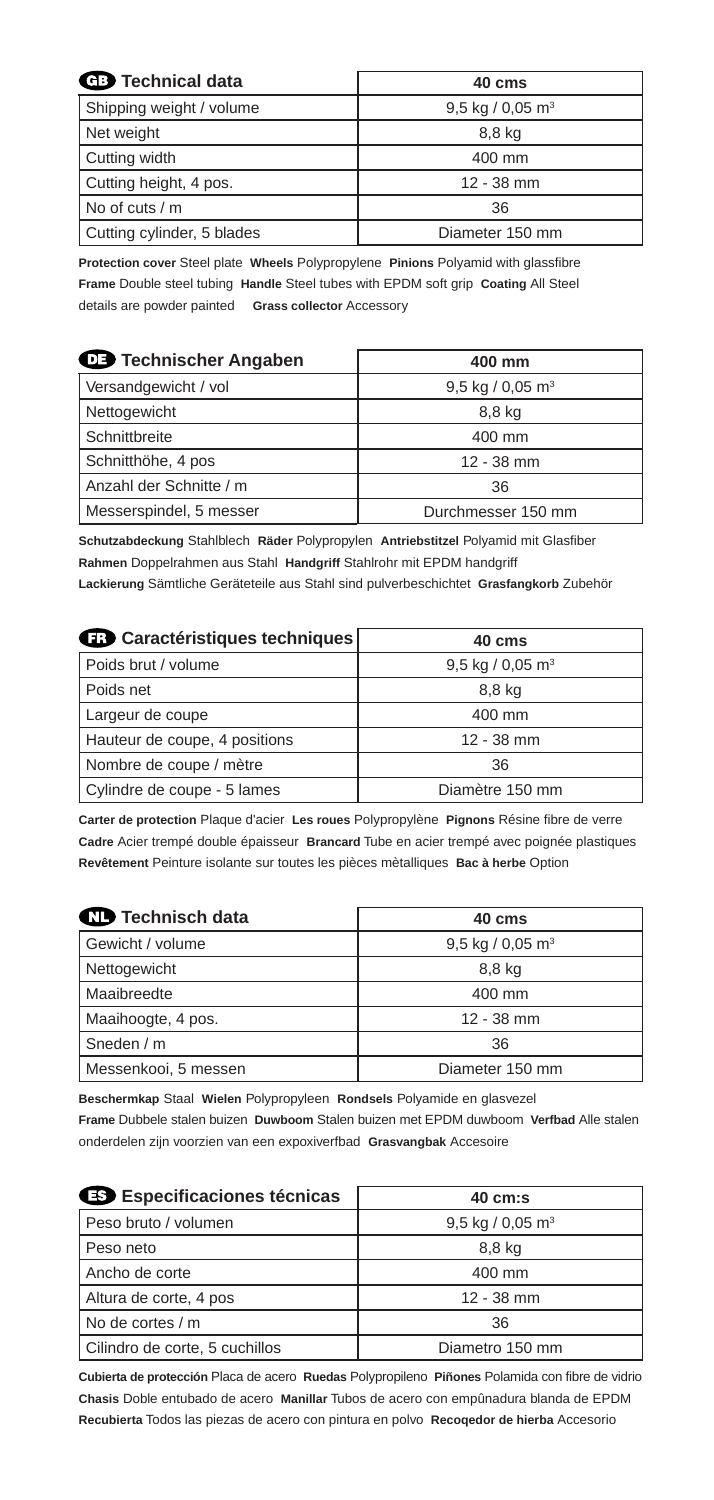| GB Technical data | 40 cms |
|---|---|
| Shipping weight / volume | 9,5 kg / 0,05 m³ |
| Net weight | 8,8 kg |
| Cutting width | 400 mm |
| Cutting height, 4 pos. | 12 - 38 mm |
| No of cuts / m | 36 |
| Cutting cylinder, 5 blades | Diameter 150 mm |

**Protection cover** Steel plate **Wheels** Polypropylene **Pinions** Polyamid with glassfibre **Frame** Double steel tubing **Handle** Steel tubes with EPDM soft grip **Coating** All Steel details are powder painted **Grass collector** Accessory

| DE Technischer Angaben | 400 mm |
|---|---|
| Versandgewicht / vol | 9,5 kg / 0,05 m³ |
| Nettogewicht | 8,8 kg |
| Schnittbreite | 400 mm |
| Schnitthöhe, 4 pos | 12 - 38 mm |
| Anzahl der Schnitte / m | 36 |
| Messerspindel, 5 messer | Durchmesser 150 mm |

**Schutzabdeckung** Stahlblech **Räder** Polypropylen **Antriebstitzel** Polyamid mit Glasfiber **Rahmen** Doppelrahmen aus Stahl **Handgriff** Stahlrohr mit EPDM handgriff **Lackierung** Sämtliche Geräteteile aus Stahl sind pulverbeschichtet **Grasfangkorb** Zubehör

| FR Caractéristiques techniques | 40 cms |
|---|---|
| Poids brut / volume | 9,5 kg / 0,05 m³ |
| Poids net | 8,8 kg |
| Largeur de coupe | 400 mm |
| Hauteur de coupe, 4 positions | 12 - 38 mm |
| Nombre de coupe / mètre | 36 |
| Cylindre de coupe - 5 lames | Diamètre 150 mm |

**Carter de protection** Plaque d'acier **Les roues** Polypropylène **Pignons** Résine fibre de verre **Cadre** Acier trempé double épaisseur **Brancard** Tube en acier trempé avec poignée plastiques **Revêtement** Peinture isolante sur toutes les pièces mètalliques **Bac à herbe** Option

| NL Technisch data | 40 cms |
|---|---|
| Gewicht / volume | 9,5 kg / 0,05 m³ |
| Nettogewicht | 8,8 kg |
| Maaibreedte | 400 mm |
| Maaihoogte, 4 pos. | 12 - 38 mm |
| Sneden / m | 36 |
| Messenkooi, 5 messen | Diameter 150 mm |

**Beschermkap** Staal **Wielen** Polypropyleen **Rondsels** Polyamide en glasvezel **Frame** Dubbele stalen buizen **Duwboom** Stalen buizen met EPDM duwboom **Verfbad** Alle stalen onderdelen zijn voorzien van een expoxiverfbad **Grasvangbak** Accesoire

| ES Especificaciones técnicas | 40 cm:s |
|---|---|
| Peso bruto / volumen | 9,5 kg / 0,05 m³ |
| Peso neto | 8,8 kg |
| Ancho de corte | 400 mm |
| Altura de corte, 4 pos | 12 - 38 mm |
| No de cortes / m | 36 |
| Cilindro de corte, 5 cuchillos | Diametro 150 mm |

**Cubierta de protección** Placa de acero **Ruedas** Polypropileno **Piñones** Polamida con fibre de vidrio **Chasis** Doble entubado de acero **Manillar** Tubos de acero con empûnadura blanda de EPDM **Recubierta** Todos las piezas de acero con pintura en polvo **Recoqedor de hierba** Accesorio